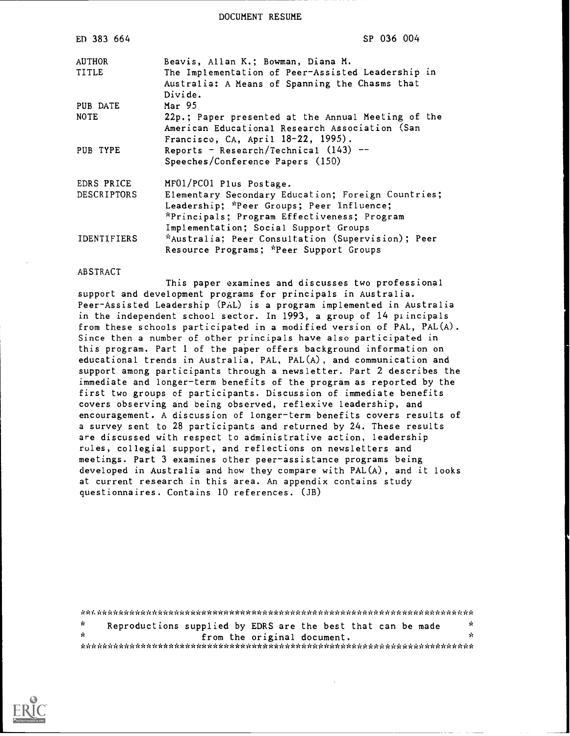DOCUMENT RESUME

| ED 383 664 | SP 036 004 |
|---|---|
| AUTHOR | Beavis, Allan K.; Bowman, Diana M. |
| TITLE | The Implementation of Peer-Assisted Leadership in Australia: A Means of Spanning the Chasms that Divide. |
| PUB DATE | Mar 95 |
| NOTE | 22p.; Paper presented at the Annual Meeting of the American Educational Research Association (San Francisco, CA, April 18-22, 1995). |
| PUB TYPE | Reports - Research/Technical (143) -- Speeches/Conference Papers (150) |
| EDRS PRICE | MF01/PC01 Plus Postage. |
| DESCRIPTORS | Elementary Secondary Education; Foreign Countries; Leadership; *Peer Groups; Peer Influence; *Principals; Program Effectiveness; Program Implementation; Social Support Groups |
| IDENTIFIERS | *Australia; Peer Consultation (Supervision); Peer Resource Programs; *Peer Support Groups |

ABSTRACT

This paper examines and discusses two professional support and development programs for principals in Australia. Peer-Assisted Leadership (PAL) is a program implemented in Australia in the independent school sector. In 1993, a group of 14 principals from these schools participated in a modified version of PAL, PAL(A). Since then a number of other principals have also participated in this program. Part 1 of the paper offers background information on educational trends in Australia, PAL, PAL(A), and communication and support among participants through a newsletter. Part 2 describes the immediate and longer-term benefits of the program as reported by the first two groups of participants. Discussion of immediate benefits covers observing and being observed, reflexive leadership, and encouragement. A discussion of longer-term benefits covers results of a survey sent to 28 participants and returned by 24. These results are discussed with respect to administrative action, leadership roles, collegial support, and reflections on newsletters and meetings. Part 3 examines other peer-assistance programs being developed in Australia and how they compare with PAL(A), and it looks at current research in this area. An appendix contains study questionnaires. Contains 10 references. (JB)

---

Reproductions supplied by EDRS are the best that can be made from the original document.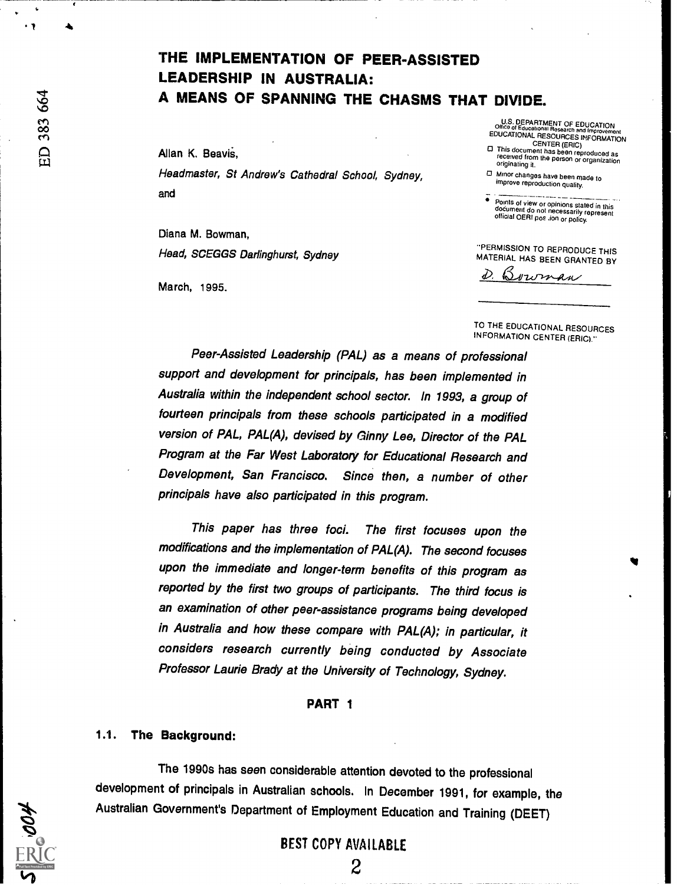# THE IMPLEMENTATION OF PEER-ASSISTED LEADERSHIP IN AUSTRALIA: A MEANS OF SPANNING THE CHASMS THAT DIVIDE.

Allan K. Beavis,

*Headmaster, St Andrew's Cathedral School, Sydney,*

and

Diana M. Bowman,

*Head, SCEGGS Darlinghurst, Sydney*

March, 1995.

*Peer-Assisted Leadership (PAL) as a means of professional support and development for principals, has been implemented in Australia within the independent school sector. In 1993, a group of fourteen principals from these schools participated in a modified version of PAL, PAL(A), devised by Ginny Lee, Director of the PAL Program at the Far West Laboratory for Educational Research and Development, San Francisco. Since then, a number of other principals have also participated in this program.*

*This paper has three foci. The first focuses upon the modifications and the implementation of PAL(A). The second focuses upon the immediate and longer-term benefits of this program as reported by the first two groups of participants. The third focus is an examination of other peer-assistance programs being developed in Australia and how these compare with PAL(A); in particular, it considers research currently being conducted by Associate Professor Laurie Brady at the University of Technology, Sydney.*

## PART 1

### 1.1. The Background:

The 1990s has seen considerable attention devoted to the professional development of principals in Australian schools. In December 1991, for example, the Australian Government's Department of Employment Education and Training (DEET)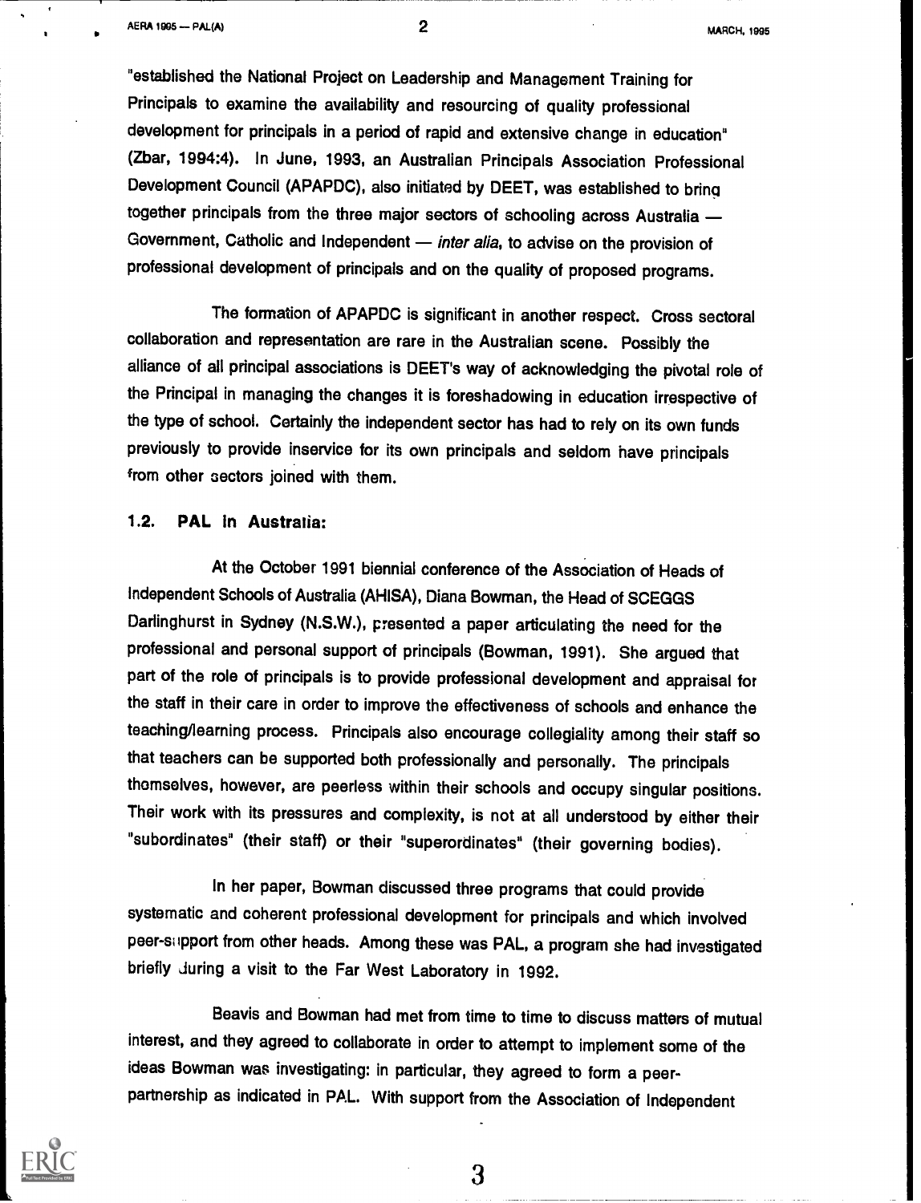"established the National Project on Leadership and Management Training for Principals to examine the availability and resourcing of quality professional development for principals in a period of rapid and extensive change in education" (Zbar, 1994:4). In June, 1993, an Australian Principals Association Professional Development Council (APAPDC), also initiated by DEET, was established to bring together principals from the three major sectors of schooling across Australia — Government, Catholic and Independent — *inter alia*, to advise on the provision of professional development of principals and on the quality of proposed programs.

The formation of APAPDC is significant in another respect. Cross sectoral collaboration and representation are rare in the Australian scene. Possibly the alliance of all principal associations is DEET's way of acknowledging the pivotal role of the Principal in managing the changes it is foreshadowing in education irrespective of the type of school. Certainly the independent sector has had to rely on its own funds previously to provide inservice for its own principals and seldom have principals from other sectors joined with them.

### 1.2. PAL in Australia:

At the October 1991 biennial conference of the Association of Heads of Independent Schools of Australia (AHISA), Diana Bowman, the Head of SCEGGS Darlinghurst in Sydney (N.S.W.), presented a paper articulating the need for the professional and personal support of principals (Bowman, 1991). She argued that part of the role of principals is to provide professional development and appraisal for the staff in their care in order to improve the effectiveness of schools and enhance the teaching/learning process. Principals also encourage collegiality among their staff so that teachers can be supported both professionally and personally. The principals themselves, however, are peerless within their schools and occupy singular positions. Their work with its pressures and complexity, is not at all understood by either their "subordinates" (their staff) or their "superordinates" (their governing bodies).

In her paper, Bowman discussed three programs that could provide systematic and coherent professional development for principals and which involved peer-support from other heads. Among these was PAL, a program she had investigated briefly during a visit to the Far West Laboratory in 1992.

Beavis and Bowman had met from time to time to discuss matters of mutual interest, and they agreed to collaborate in order to attempt to implement some of the ideas Bowman was investigating: in particular, they agreed to form a peer-partnership as indicated in PAL. With support from the Association of Independent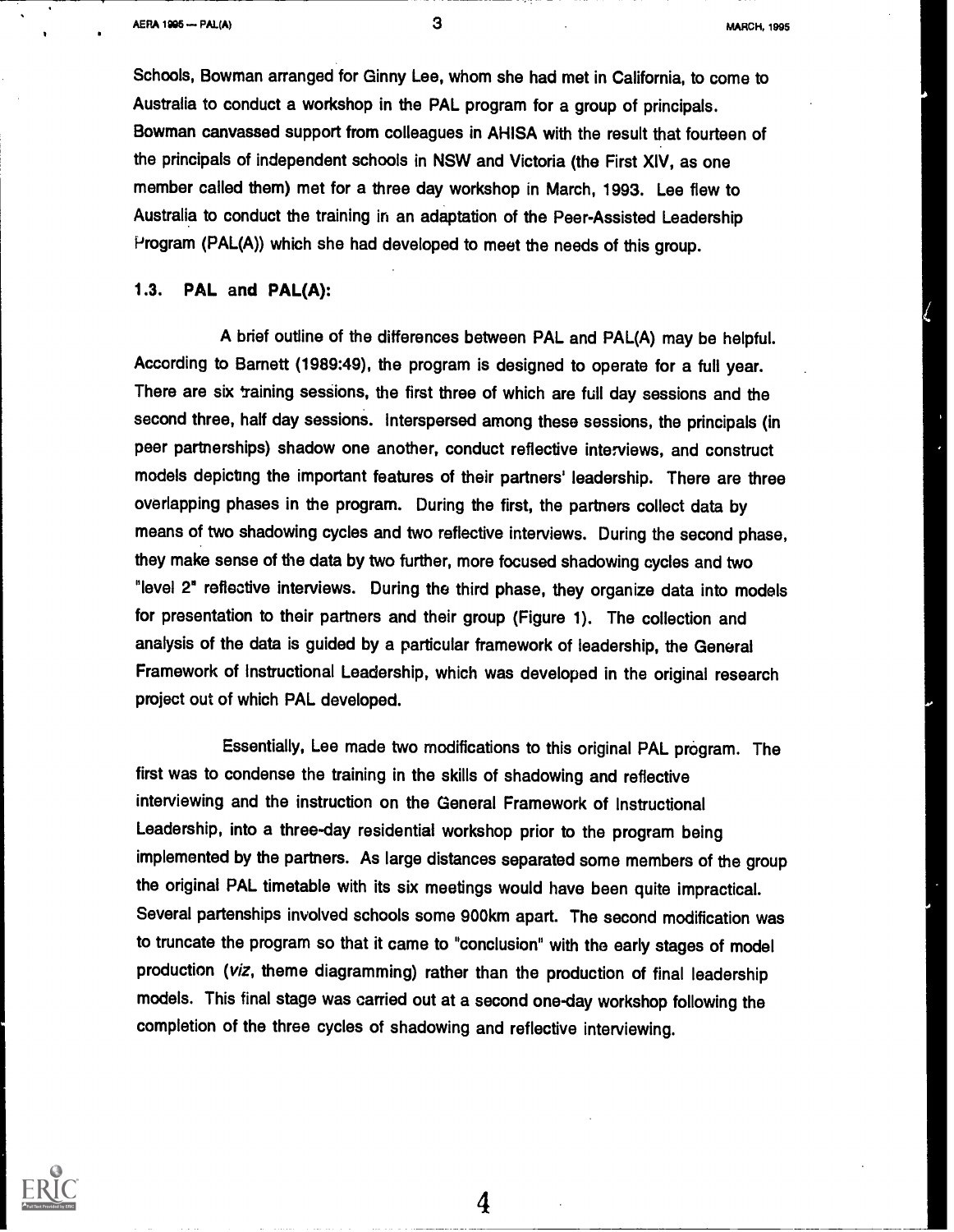Schools, Bowman arranged for Ginny Lee, whom she had met in California, to come to Australia to conduct a workshop in the PAL program for a group of principals. Bowman canvassed support from colleagues in AHISA with the result that fourteen of the principals of independent schools in NSW and Victoria (the First XIV, as one member called them) met for a three day workshop in March, 1993. Lee flew to Australia to conduct the training in an adaptation of the Peer-Assisted Leadership Program (PAL(A)) which she had developed to meet the needs of this group.

### 1.3. PAL and PAL(A):

A brief outline of the differences between PAL and PAL(A) may be helpful. According to Barnett (1989:49), the program is designed to operate for a full year. There are six training sessions, the first three of which are full day sessions and the second three, half day sessions. Interspersed among these sessions, the principals (in peer partnerships) shadow one another, conduct reflective interviews, and construct models depicting the important features of their partners' leadership. There are three overlapping phases in the program. During the first, the partners collect data by means of two shadowing cycles and two reflective interviews. During the second phase, they make sense of the data by two further, more focused shadowing cycles and two "level 2" reflective interviews. During the third phase, they organize data into models for presentation to their partners and their group (Figure 1). The collection and analysis of the data is guided by a particular framework of leadership, the General Framework of Instructional Leadership, which was developed in the original research project out of which PAL developed.

Essentially, Lee made two modifications to this original PAL program. The first was to condense the training in the skills of shadowing and reflective interviewing and the instruction on the General Framework of Instructional Leadership, into a three-day residential workshop prior to the program being implemented by the partners. As large distances separated some members of the group the original PAL timetable with its six meetings would have been quite impractical. Several partenships involved schools some 900km apart. The second modification was to truncate the program so that it came to "conclusion" with the early stages of model production (*viz*, theme diagramming) rather than the production of final leadership models. This final stage was carried out at a second one-day workshop following the completion of the three cycles of shadowing and reflective interviewing.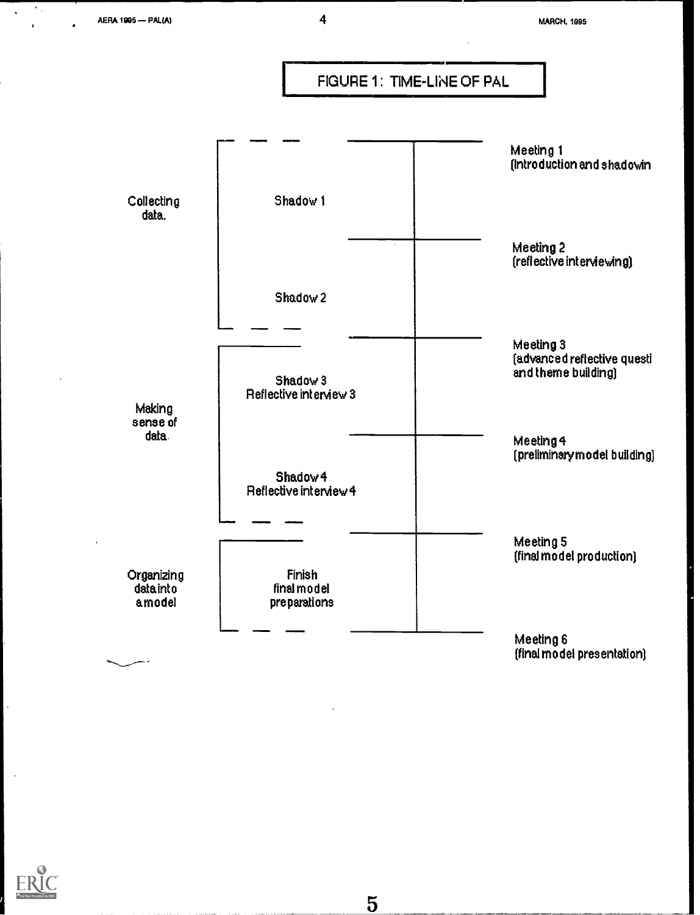# FIGURE 1: TIME-LINE OF PAL

| Phase | Activities | Meetings |
| --- | --- | --- |
| Collecting data. | | Meeting 1 (Introduction and shadowin |
| | Shadow 1 | |
| | | Meeting 2 (reflective interviewing) |
| | Shadow 2 | |
| Making sense of data. | | Meeting 3 (advanced reflective questi and theme building) |
| | Shadow 3<br>Reflective interview 3 | |
| | | Meeting 4 (preliminary model building) |
| | Shadow 4<br>Reflective interview 4 | |
| Organizing data into a model | | Meeting 5 (final model production) |
| | Finish final model preparations | |
| | | Meeting 6 (final model presentation) |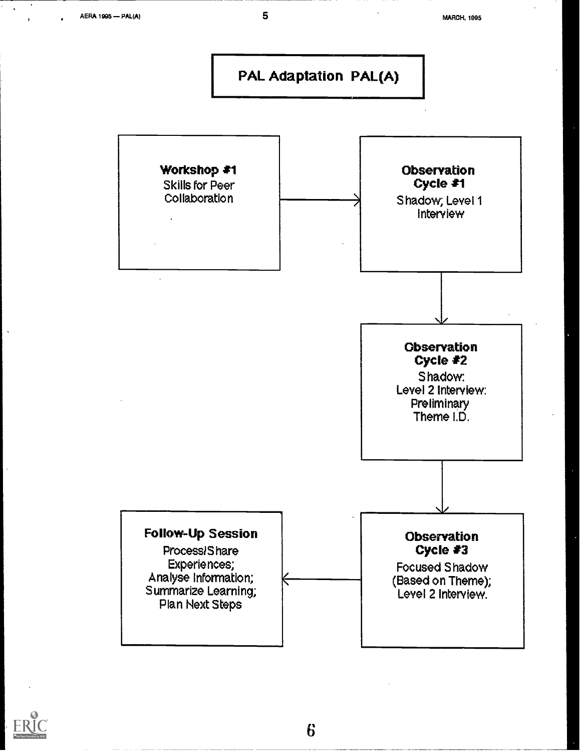# PAL Adaptation PAL(A)

**Workshop #1**
Skills for Peer Collaboration

→

**Observation Cycle #1**
Shadow; Level 1 Interview

↓

**Observation Cycle #2**
Shadow:
Level 2 Interview:
Preliminary Theme I.D.

↓

**Observation Cycle #3**
Focused Shadow (Based on Theme);
Level 2 Interview.

←

**Follow-Up Session**
Process/Share Experiences;
Analyse Information;
Summarize Learning;
Plan Next Steps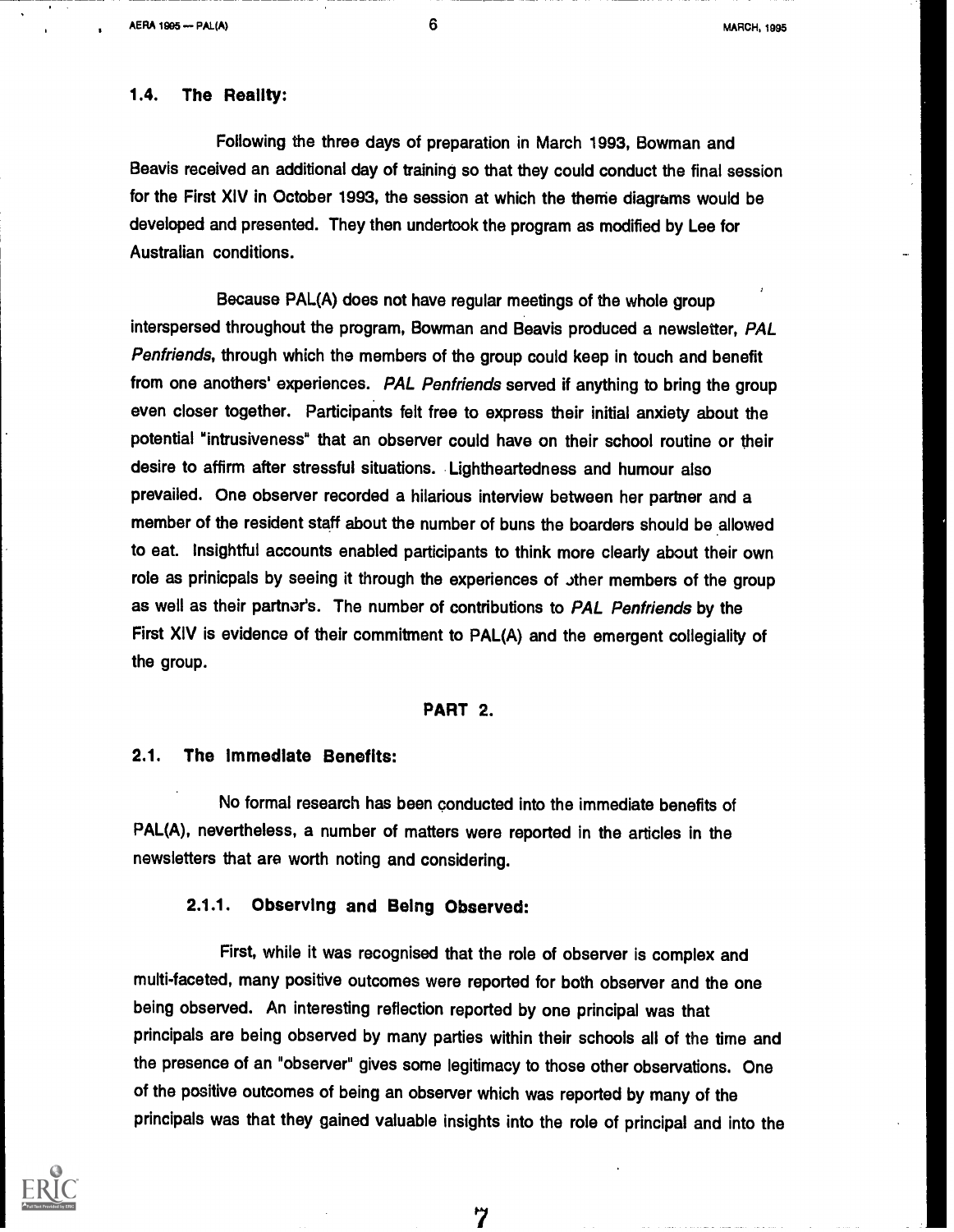### 1.4. The Reality:

Following the three days of preparation in March 1993, Bowman and Beavis received an additional day of training so that they could conduct the final session for the First XIV in October 1993, the session at which the theme diagrams would be developed and presented. They then undertook the program as modified by Lee for Australian conditions.

Because PAL(A) does not have regular meetings of the whole group interspersed throughout the program, Bowman and Beavis produced a newsletter, *PAL Penfriends*, through which the members of the group could keep in touch and benefit from one anothers' experiences. *PAL Penfriends* served if anything to bring the group even closer together. Participants felt free to express their initial anxiety about the potential "intrusiveness" that an observer could have on their school routine or their desire to affirm after stressful situations. Lightheartedness and humour also prevailed. One observer recorded a hilarious interview between her partner and a member of the resident staff about the number of buns the boarders should be allowed to eat. Insightful accounts enabled participants to think more clearly about their own role as prinicpals by seeing it through the experiences of other members of the group as well as their partner's. The number of contributions to *PAL Penfriends* by the First XIV is evidence of their commitment to PAL(A) and the emergent collegiality of the group.

## PART 2.

### 2.1. The Immediate Benefits:

No formal research has been conducted into the immediate benefits of PAL(A), nevertheless, a number of matters were reported in the articles in the newsletters that are worth noting and considering.

#### 2.1.1. Observing and Being Observed:

First, while it was recognised that the role of observer is complex and multi-faceted, many positive outcomes were reported for both observer and the one being observed. An interesting reflection reported by one principal was that principals are being observed by many parties within their schools all of the time and the presence of an "observer" gives some legitimacy to those other observations. One of the positive outcomes of being an observer which was reported by many of the principals was that they gained valuable insights into the role of principal and into the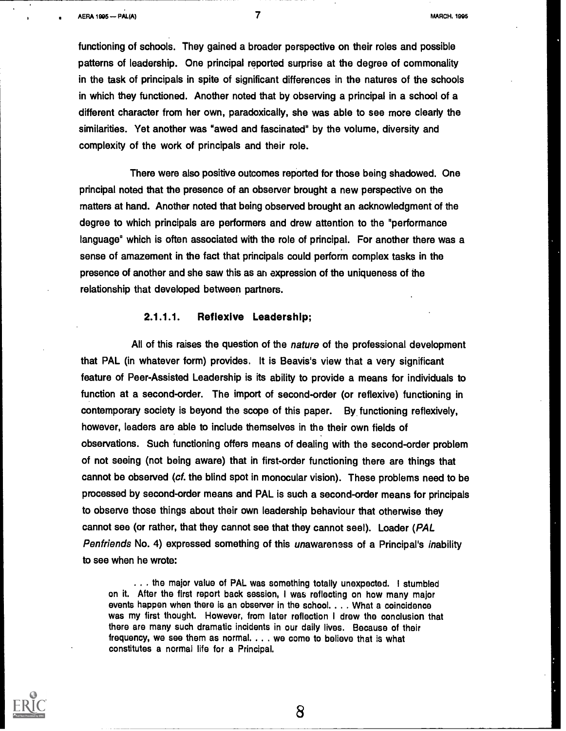functioning of schools. They gained a broader perspective on their roles and possible patterns of leadership. One principal reported surprise at the degree of commonality in the task of principals in spite of significant differences in the natures of the schools in which they functioned. Another noted that by observing a principal in a school of a different character from her own, paradoxically, she was able to see more clearly the similarities. Yet another was "awed and fascinated" by the volume, diversity and complexity of the work of principals and their role.

There were also positive outcomes reported for those being shadowed. One principal noted that the presence of an observer brought a new perspective on the matters at hand. Another noted that being observed brought an acknowledgment of the degree to which principals are performers and drew attention to the "performance language" which is often associated with the role of principal. For another there was a sense of amazement in the fact that principals could perform complex tasks in the presence of another and she saw this as an expression of the uniqueness of the relationship that developed between partners.

#### 2.1.1.1. Reflexive Leadership;

All of this raises the question of the *nature* of the professional development that PAL (in whatever form) provides. It is Beavis's view that a very significant feature of Peer-Assisted Leadership is its ability to provide a means for individuals to function at a second-order. The import of second-order (or reflexive) functioning in contemporary society is beyond the scope of this paper. By functioning reflexively, however, leaders are able to include themselves in the their own fields of observations. Such functioning offers means of dealing with the second-order problem of not seeing (not being aware) that in first-order functioning there are things that cannot be observed (*cf.* the blind spot in monocular vision). These problems need to be processed by second-order means and PAL is such a second-order means for principals to observe those things about their own leadership behaviour that otherwise they cannot see (or rather, that they cannot see that they cannot see!). Loader (*PAL Penfriends* No. 4) expressed something of this *un*awareness of a Principal's *in*ability to see when he wrote:

> . . . the major value of PAL was something totally unexpected. I stumbled on it. After the first report back session, I was reflecting on how many major events happen when there is an observer in the school. . . . What a coincidence was my first thought. However, from later reflection I drew the conclusion that there are many such dramatic incidents in our daily lives. Because of their frequency, we see them as normal. . . . we come to believe that is what constitutes a normal life for a Principal.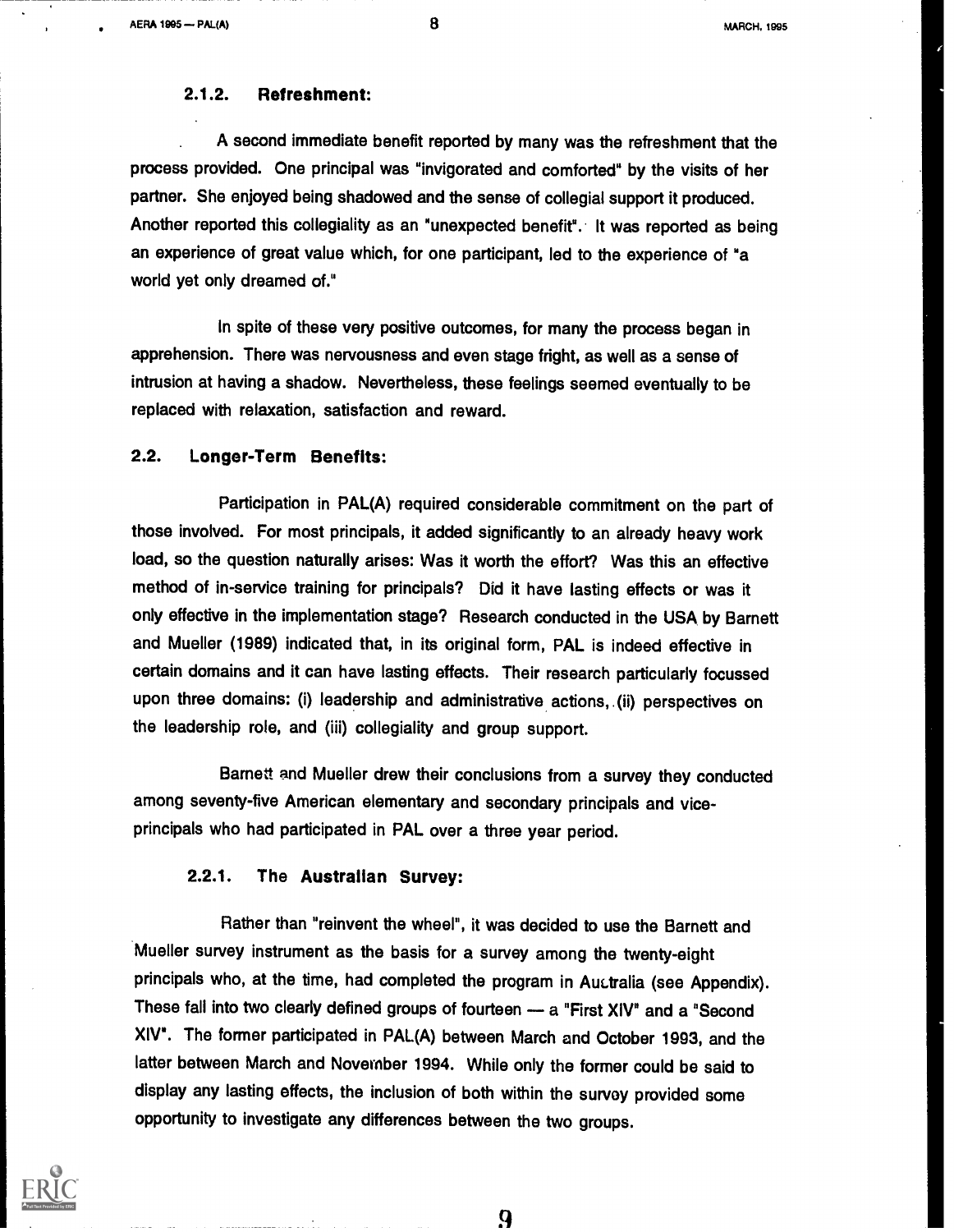#### 2.1.2. Refreshment:

A second immediate benefit reported by many was the refreshment that the process provided. One principal was "invigorated and comforted" by the visits of her partner. She enjoyed being shadowed and the sense of collegial support it produced. Another reported this collegiality as an "unexpected benefit". It was reported as being an experience of great value which, for one participant, led to the experience of "a world yet only dreamed of."

In spite of these very positive outcomes, for many the process began in apprehension. There was nervousness and even stage fright, as well as a sense of intrusion at having a shadow. Nevertheless, these feelings seemed eventually to be replaced with relaxation, satisfaction and reward.

### 2.2. Longer-Term Benefits:

Participation in PAL(A) required considerable commitment on the part of those involved. For most principals, it added significantly to an already heavy work load, so the question naturally arises: Was it worth the effort? Was this an effective method of in-service training for principals? Did it have lasting effects or was it only effective in the implementation stage? Research conducted in the USA by Barnett and Mueller (1989) indicated that, in its original form, PAL is indeed effective in certain domains and it can have lasting effects. Their research particularly focussed upon three domains: (i) leadership and administrative actions, (ii) perspectives on the leadership role, and (iii) collegiality and group support.

Barnett and Mueller drew their conclusions from a survey they conducted among seventy-five American elementary and secondary principals and vice-principals who had participated in PAL over a three year period.

#### 2.2.1. The Australian Survey:

Rather than "reinvent the wheel", it was decided to use the Barnett and Mueller survey instrument as the basis for a survey among the twenty-eight principals who, at the time, had completed the program in Australia (see Appendix). These fall into two clearly defined groups of fourteen — a "First XIV" and a "Second XIV". The former participated in PAL(A) between March and October 1993, and the latter between March and November 1994. While only the former could be said to display any lasting effects, the inclusion of both within the survey provided some opportunity to investigate any differences between the two groups.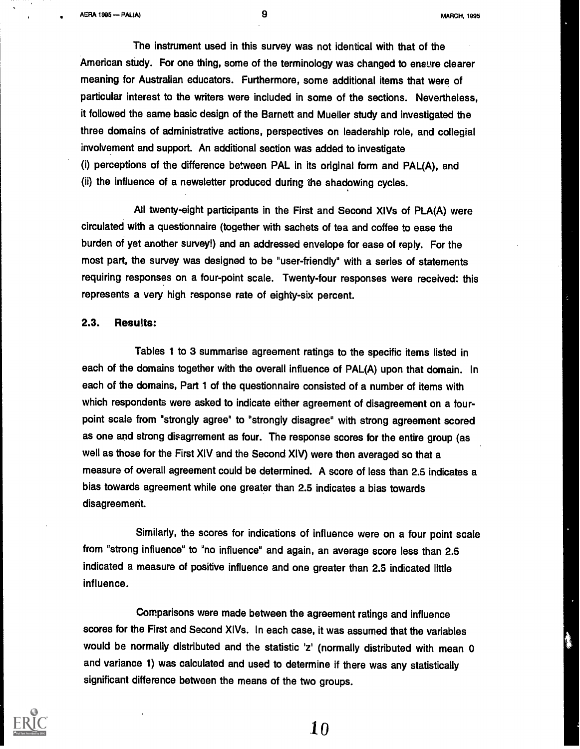The instrument used in this survey was not identical with that of the American study. For one thing, some of the terminology was changed to ensure clearer meaning for Australian educators. Furthermore, some additional items that were of particular interest to the writers were included in some of the sections. Nevertheless, it followed the same basic design of the Barnett and Mueller study and investigated the three domains of administrative actions, perspectives on leadership role, and collegial involvement and support. An additional section was added to investigate
(i) perceptions of the difference between PAL in its original form and PAL(A), and
(ii) the influence of a newsletter produced during the shadowing cycles.

All twenty-eight participants in the First and Second XIVs of PLA(A) were circulated with a questionnaire (together with sachets of tea and coffee to ease the burden of yet another survey!) and an addressed envelope for ease of reply. For the most part, the survey was designed to be "user-friendly" with a series of statements requiring responses on a four-point scale. Twenty-four responses were received: this represents a very high response rate of eighty-six percent.

### 2.3. Results:

Tables 1 to 3 summarise agreement ratings to the specific items listed in each of the domains together with the overall influence of PAL(A) upon that domain. In each of the domains, Part 1 of the questionnaire consisted of a number of items with which respondents were asked to indicate either agreement of disagreement on a four-point scale from "strongly agree" to "strongly disagree" with strong agreement scored as one and strong disagrrement as four. The response scores for the entire group (as well as those for the First XIV and the Second XIV) were then averaged so that a measure of overall agreement could be determined. A score of less than 2.5 indicates a bias towards agreement while one greater than 2.5 indicates a bias towards disagreement.

Similarly, the scores for indications of influence were on a four point scale from "strong influence" to "no influence" and again, an average score less than 2.5 indicated a measure of positive influence and one greater than 2.5 indicated little influence.

Comparisons were made between the agreement ratings and influence scores for the First and Second XIVs. In each case, it was assumed that the variables would be normally distributed and the statistic 'z' (normally distributed with mean 0 and variance 1) was calculated and used to determine if there was any statistically significant difference between the means of the two groups.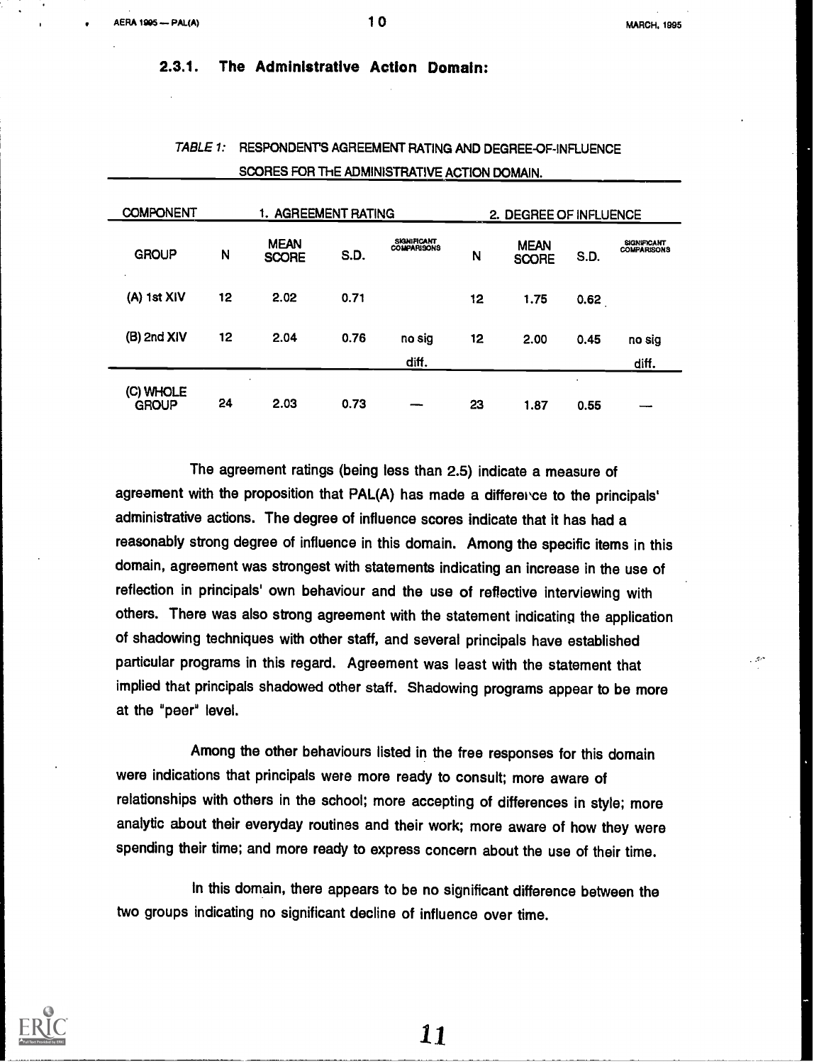### 2.3.1. The Administrative Action Domain:

*TABLE 1:* RESPONDENT'S AGREEMENT RATING AND DEGREE-OF-INFLUENCE SCORES FOR THE ADMINISTRATIVE ACTION DOMAIN.

| COMPONENT | 1. AGREEMENT RATING | | | | 2. DEGREE OF INFLUENCE | | | |
|---|---|---|---|---|---|---|---|---|
| GROUP | N | MEAN SCORE | S.D. | SIGNIFICANT COMPARISONS | N | MEAN SCORE | S.D. | SIGNIFICANT COMPARISONS |
| (A) 1st XIV | 12 | 2.02 | 0.71 | | 12 | 1.75 | 0.62 | |
| (B) 2nd XIV | 12 | 2.04 | 0.76 | no sig diff. | 12 | 2.00 | 0.45 | no sig diff. |
| (C) WHOLE GROUP | 24 | 2.03 | 0.73 | — | 23 | 1.87 | 0.55 | — |

The agreement ratings (being less than 2.5) indicate a measure of agreement with the proposition that PAL(A) has made a difference to the principals' administrative actions. The degree of influence scores indicate that it has had a reasonably strong degree of influence in this domain. Among the specific items in this domain, agreement was strongest with statements indicating an increase in the use of reflection in principals' own behaviour and the use of reflective interviewing with others. There was also strong agreement with the statement indicating the application of shadowing techniques with other staff, and several principals have established particular programs in this regard. Agreement was least with the statement that implied that principals shadowed other staff. Shadowing programs appear to be more at the "peer" level.

Among the other behaviours listed in the free responses for this domain were indications that principals were more ready to consult; more aware of relationships with others in the school; more accepting of differences in style; more analytic about their everyday routines and their work; more aware of how they were spending their time; and more ready to express concern about the use of their time.

In this domain, there appears to be no significant difference between the two groups indicating no significant decline of influence over time.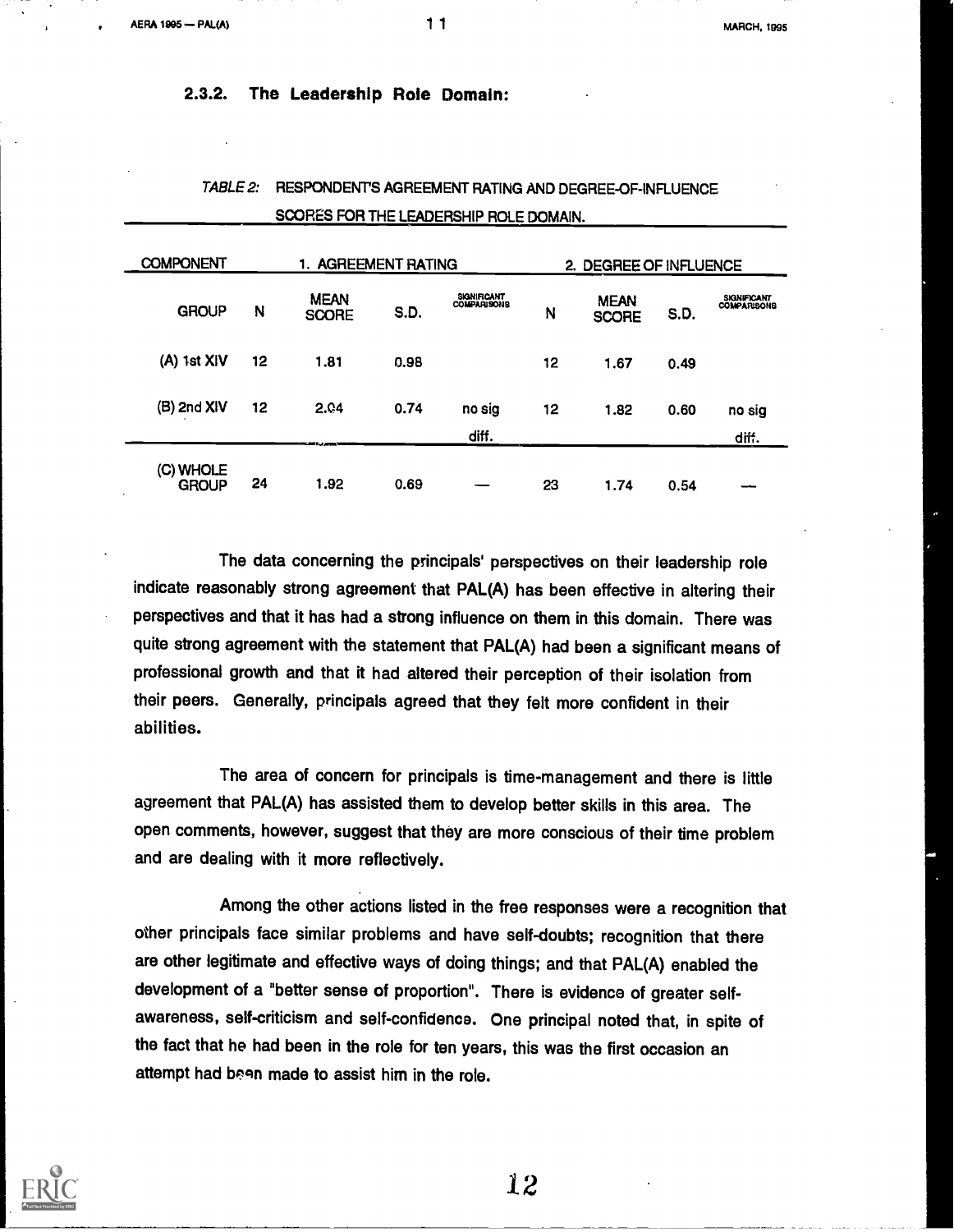### 2.3.2. The Leadership Role Domain:

*TABLE 2:* RESPONDENT'S AGREEMENT RATING AND DEGREE-OF-INFLUENCE SCORES FOR THE LEADERSHIP ROLE DOMAIN.

| COMPONENT | 1. AGREEMENT RATING | | | | 2. DEGREE OF INFLUENCE | | | |
|---|---|---|---|---|---|---|---|---|
| GROUP | N | MEAN SCORE | S.D. | SIGNIFICANT COMPARISONS | N | MEAN SCORE | S.D. | SIGNIFICANT COMPARISONS |
| (A) 1st XIV | 12 | 1.81 | 0.98 | | 12 | 1.67 | 0.49 | |
| (B) 2nd XIV | 12 | 2.04 | 0.74 | no sig diff. | 12 | 1.82 | 0.60 | no sig diff. |
| (C) WHOLE GROUP | 24 | 1.92 | 0.69 | — | 23 | 1.74 | 0.54 | — |

The data concerning the principals' perspectives on their leadership role indicate reasonably strong agreement that PAL(A) has been effective in altering their perspectives and that it has had a strong influence on them in this domain. There was quite strong agreement with the statement that PAL(A) had been a significant means of professional growth and that it had altered their perception of their isolation from their peers. Generally, principals agreed that they felt more confident in their abilities.

The area of concern for principals is time-management and there is little agreement that PAL(A) has assisted them to develop better skills in this area. The open comments, however, suggest that they are more conscious of their time problem and are dealing with it more reflectively.

Among the other actions listed in the free responses were a recognition that other principals face similar problems and have self-doubts; recognition that there are other legitimate and effective ways of doing things; and that PAL(A) enabled the development of a "better sense of proportion". There is evidence of greater self-awareness, self-criticism and self-confidence. One principal noted that, in spite of the fact that he had been in the role for ten years, this was the first occasion an attempt had been made to assist him in the role.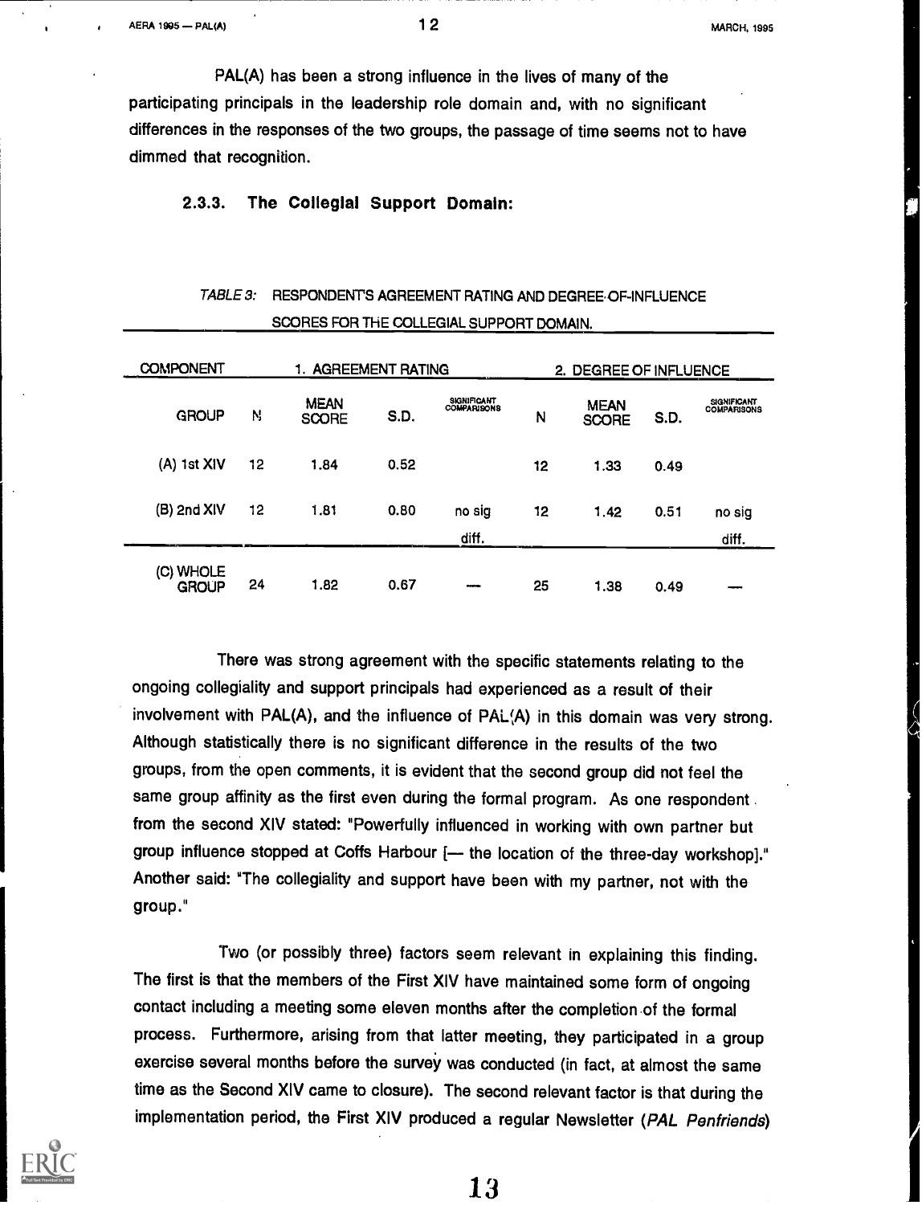PAL(A) has been a strong influence in the lives of many of the participating principals in the leadership role domain and, with no significant differences in the responses of the two groups, the passage of time seems not to have dimmed that recognition.

### 2.3.3. The Collegial Support Domain:

*TABLE 3:* RESPONDENT'S AGREEMENT RATING AND DEGREE-OF-INFLUENCE SCORES FOR THE COLLEGIAL SUPPORT DOMAIN.

| COMPONENT | 1. AGREEMENT RATING | | | | 2. DEGREE OF INFLUENCE | | | |
|---|---|---|---|---|---|---|---|---|
| GROUP | N | MEAN SCORE | S.D. | SIGNIFICANT COMPARISONS | N | MEAN SCORE | S.D. | SIGNIFICANT COMPARISONS |
| (A) 1st XIV | 12 | 1.84 | 0.52 | | 12 | 1.33 | 0.49 | |
| (B) 2nd XIV | 12 | 1.81 | 0.80 | no sig diff. | 12 | 1.42 | 0.51 | no sig diff. |
| (C) WHOLE GROUP | 24 | 1.82 | 0.67 | — | 25 | 1.38 | 0.49 | — |

There was strong agreement with the specific statements relating to the ongoing collegiality and support principals had experienced as a result of their involvement with PAL(A), and the influence of PAL(A) in this domain was very strong. Although statistically there is no significant difference in the results of the two groups, from the open comments, it is evident that the second group did not feel the same group affinity as the first even during the formal program. As one respondent from the second XIV stated: "Powerfully influenced in working with own partner but group influence stopped at Coffs Harbour [— the location of the three-day workshop]." Another said: "The collegiality and support have been with my partner, not with the group."

Two (or possibly three) factors seem relevant in explaining this finding. The first is that the members of the First XIV have maintained some form of ongoing contact including a meeting some eleven months after the completion of the formal process. Furthermore, arising from that latter meeting, they participated in a group exercise several months before the survey was conducted (in fact, at almost the same time as the Second XIV came to closure). The second relevant factor is that during the implementation period, the First XIV produced a regular Newsletter (*PAL Penfriends*)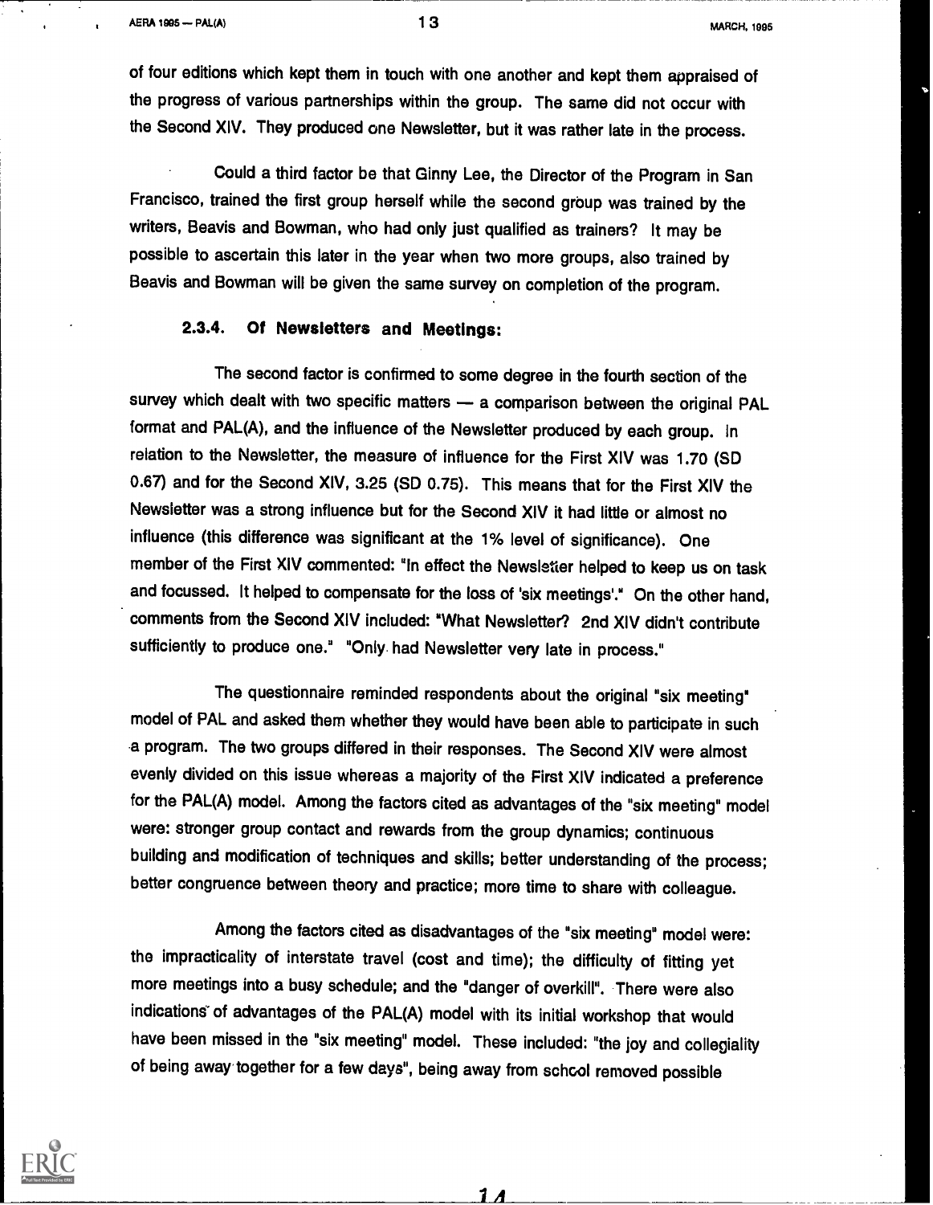of four editions which kept them in touch with one another and kept them appraised of the progress of various partnerships within the group. The same did not occur with the Second XIV. They produced one Newsletter, but it was rather late in the process.

Could a third factor be that Ginny Lee, the Director of the Program in San Francisco, trained the first group herself while the second group was trained by the writers, Beavis and Bowman, who had only just qualified as trainers? It may be possible to ascertain this later in the year when two more groups, also trained by Beavis and Bowman will be given the same survey on completion of the program.

### 2.3.4. Of Newsletters and Meetings:

The second factor is confirmed to some degree in the fourth section of the survey which dealt with two specific matters — a comparison between the original PAL format and PAL(A), and the influence of the Newsletter produced by each group. In relation to the Newsletter, the measure of influence for the First XIV was 1.70 (SD 0.67) and for the Second XIV, 3.25 (SD 0.75). This means that for the First XIV the Newsletter was a strong influence but for the Second XIV it had little or almost no influence (this difference was significant at the 1% level of significance). One member of the First XIV commented: "In effect the Newsletter helped to keep us on task and focussed. It helped to compensate for the loss of 'six meetings'." On the other hand, comments from the Second XIV included: "What Newsletter? 2nd XIV didn't contribute sufficiently to produce one." "Only had Newsletter very late in process."

The questionnaire reminded respondents about the original "six meeting" model of PAL and asked them whether they would have been able to participate in such a program. The two groups differed in their responses. The Second XIV were almost evenly divided on this issue whereas a majority of the First XIV indicated a preference for the PAL(A) model. Among the factors cited as advantages of the "six meeting" model were: stronger group contact and rewards from the group dynamics; continuous building and modification of techniques and skills; better understanding of the process; better congruence between theory and practice; more time to share with colleague.

Among the factors cited as disadvantages of the "six meeting" model were: the impracticality of interstate travel (cost and time); the difficulty of fitting yet more meetings into a busy schedule; and the "danger of overkill". There were also indications of advantages of the PAL(A) model with its initial workshop that would have been missed in the "six meeting" model. These included: "the joy and collegiality of being away together for a few days", being away from school removed possible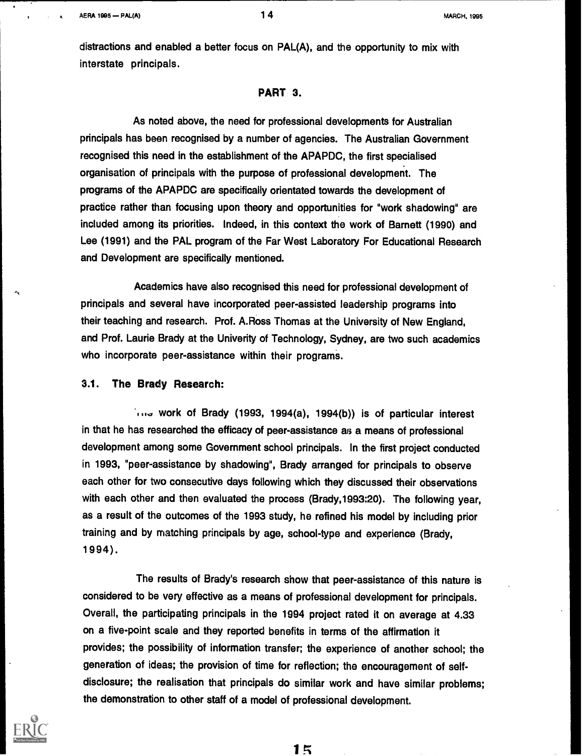distractions and enabled a better focus on PAL(A), and the opportunity to mix with interstate principals.

## PART 3.

As noted above, the need for professional developments for Australian principals has been recognised by a number of agencies. The Australian Government recognised this need in the establishment of the APAPDC, the first specialised organisation of principals with the purpose of professional development. The programs of the APAPDC are specifically orientated towards the development of practice rather than focusing upon theory and opportunities for "work shadowing" are included among its priorities. Indeed, in this context the work of Barnett (1990) and Lee (1991) and the PAL program of the Far West Laboratory For Educational Research and Development are specifically mentioned.

Academics have also recognised this need for professional development of principals and several have incorporated peer-assisted leadership programs into their teaching and research. Prof. A.Ross Thomas at the University of New England, and Prof. Laurie Brady at the Univerity of Technology, Sydney, are two such academics who incorporate peer-assistance within their programs.

### 3.1. The Brady Research:

The work of Brady (1993, 1994(a), 1994(b)) is of particular interest in that he has researched the efficacy of peer-assistance as a means of professional development among some Government school principals. In the first project conducted in 1993, "peer-assistance by shadowing", Brady arranged for principals to observe each other for two consecutive days following which they discussed their observations with each other and then evaluated the process (Brady,1993:20). The following year, as a result of the outcomes of the 1993 study, he refined his model by including prior training and by matching principals by age, school-type and experience (Brady, 1994).

The results of Brady's research show that peer-assistance of this nature is considered to be very effective as a means of professional development for principals. Overall, the participating principals in the 1994 project rated it on average at 4.33 on a five-point scale and they reported benefits in terms of the affirmation it provides; the possibility of information transfer; the experience of another school; the generation of ideas; the provision of time for reflection; the encouragement of self-disclosure; the realisation that principals do similar work and have similar problems; the demonstration to other staff of a model of professional development.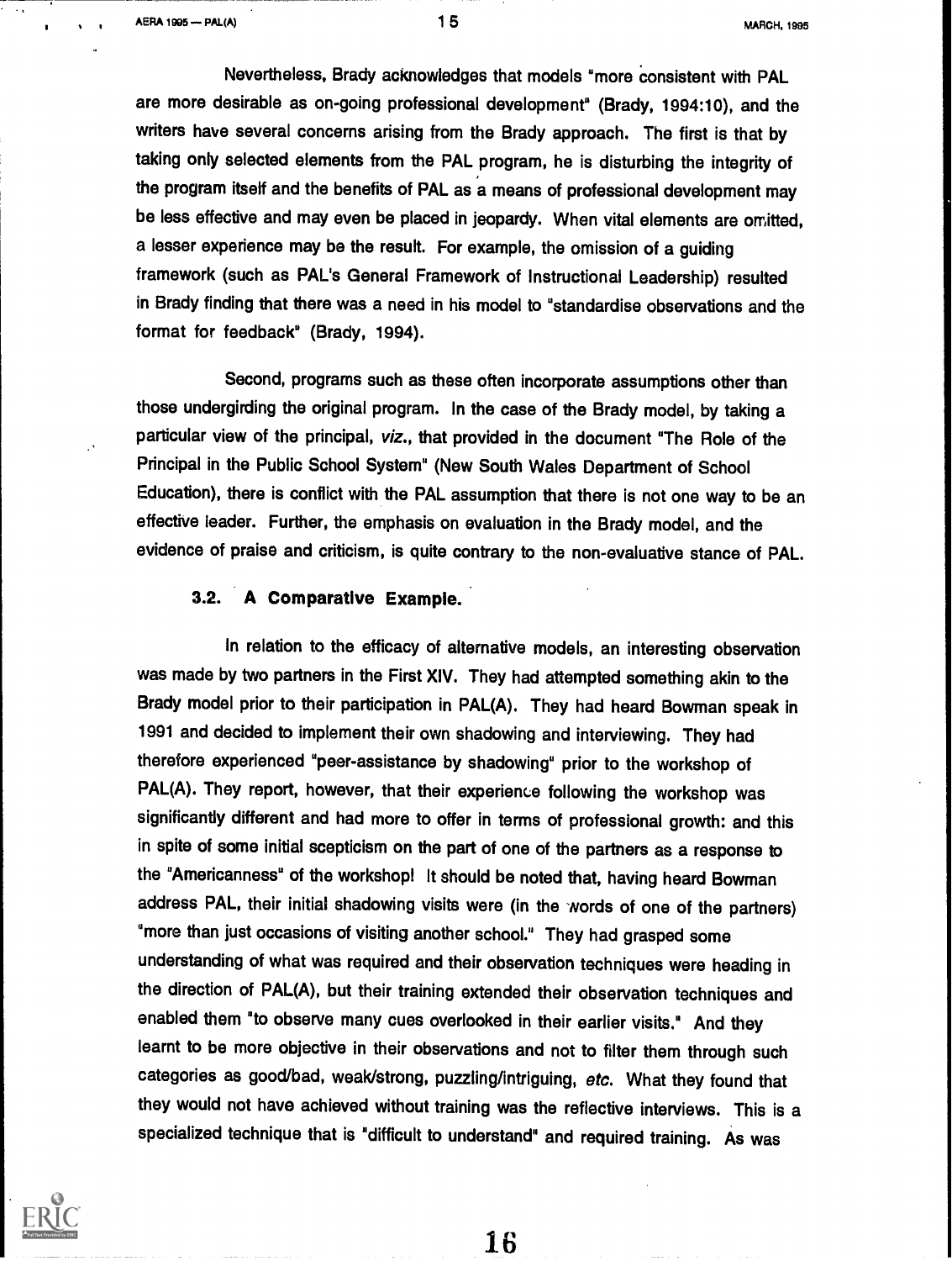Nevertheless, Brady acknowledges that models "more consistent with PAL are more desirable as on-going professional development" (Brady, 1994:10), and the writers have several concerns arising from the Brady approach. The first is that by taking only selected elements from the PAL program, he is disturbing the integrity of the program itself and the benefits of PAL as a means of professional development may be less effective and may even be placed in jeopardy. When vital elements are omitted, a lesser experience may be the result. For example, the omission of a guiding framework (such as PAL's General Framework of Instructional Leadership) resulted in Brady finding that there was a need in his model to "standardise observations and the format for feedback" (Brady, 1994).

Second, programs such as these often incorporate assumptions other than those undergirding the original program. In the case of the Brady model, by taking a particular view of the principal, *viz.*, that provided in the document "The Role of the Principal in the Public School System" (New South Wales Department of School Education), there is conflict with the PAL assumption that there is not one way to be an effective leader. Further, the emphasis on evaluation in the Brady model, and the evidence of praise and criticism, is quite contrary to the non-evaluative stance of PAL.

### 3.2. A Comparative Example.

In relation to the efficacy of alternative models, an interesting observation was made by two partners in the First XIV. They had attempted something akin to the Brady model prior to their participation in PAL(A). They had heard Bowman speak in 1991 and decided to implement their own shadowing and interviewing. They had therefore experienced "peer-assistance by shadowing" prior to the workshop of PAL(A). They report, however, that their experience following the workshop was significantly different and had more to offer in terms of professional growth: and this in spite of some initial scepticism on the part of one of the partners as a response to the "Americanness" of the workshop! It should be noted that, having heard Bowman address PAL, their initial shadowing visits were (in the words of one of the partners) "more than just occasions of visiting another school." They had grasped some understanding of what was required and their observation techniques were heading in the direction of PAL(A), but their training extended their observation techniques and enabled them "to observe many cues overlooked in their earlier visits." And they learnt to be more objective in their observations and not to filter them through such categories as good/bad, weak/strong, puzzling/intriguing, *etc.* What they found that they would not have achieved without training was the reflective interviews. This is a specialized technique that is "difficult to understand" and required training. As was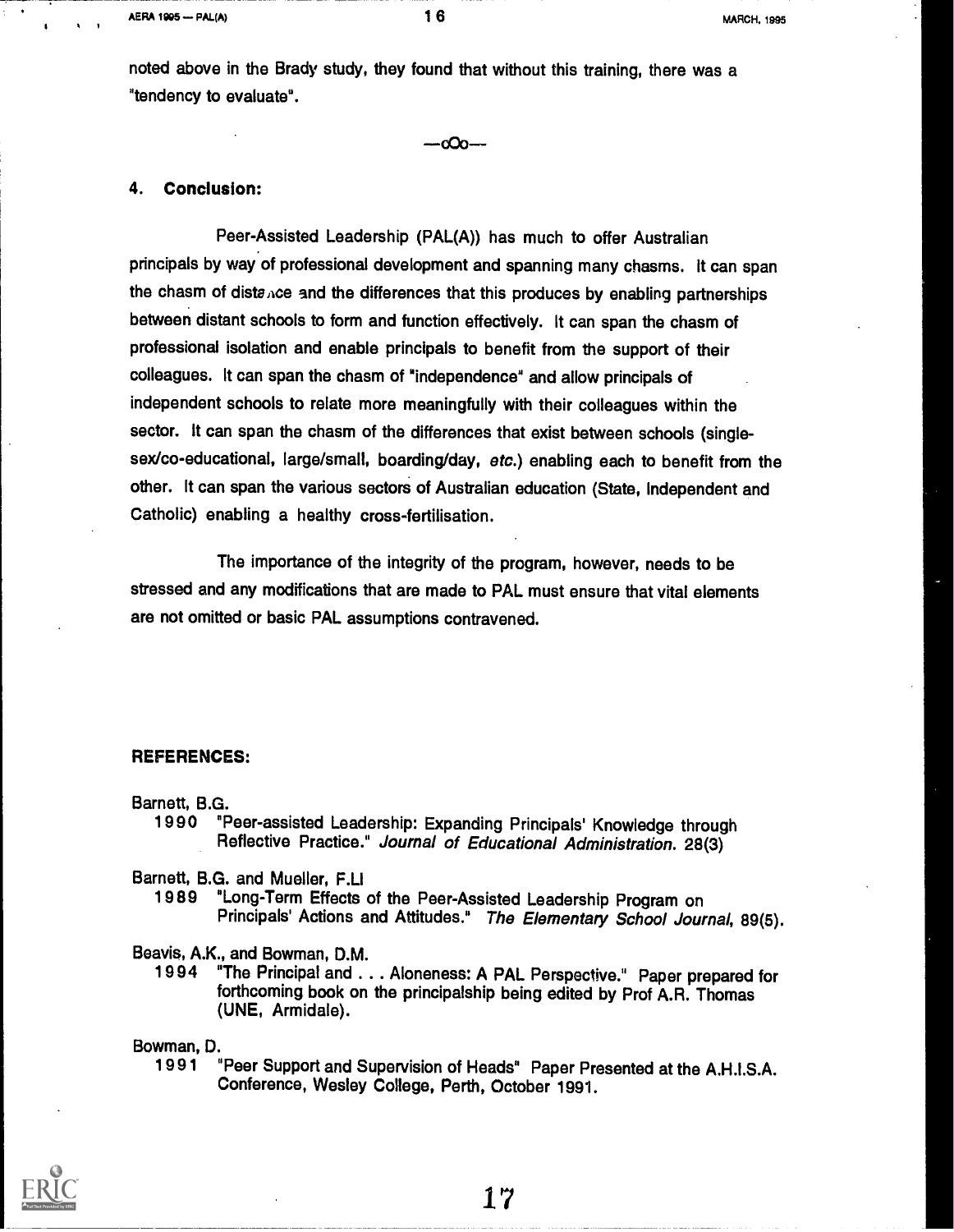noted above in the Brady study, they found that without this training, there was a "tendency to evaluate".

—oOo—

## 4. Conclusion:

Peer-Assisted Leadership (PAL(A)) has much to offer Australian principals by way of professional development and spanning many chasms. It can span the chasm of distance and the differences that this produces by enabling partnerships between distant schools to form and function effectively. It can span the chasm of professional isolation and enable principals to benefit from the support of their colleagues. It can span the chasm of "independence" and allow principals of independent schools to relate more meaningfully with their colleagues within the sector. It can span the chasm of the differences that exist between schools (single-sex/co-educational, large/small, boarding/day, *etc.*) enabling each to benefit from the other. It can span the various sectors of Australian education (State, Independent and Catholic) enabling a healthy cross-fertilisation.

The importance of the integrity of the program, however, needs to be stressed and any modifications that are made to PAL must ensure that vital elements are not omitted or basic PAL assumptions contravened.

## REFERENCES:

Barnett, B.G.
1990 "Peer-assisted Leadership: Expanding Principals' Knowledge through Reflective Practice." *Journal of Educational Administration.* 28(3)

Barnett, B.G. and Mueller, F.Ll
1989 "Long-Term Effects of the Peer-Assisted Leadership Program on Principals' Actions and Attitudes." *The Elementary School Journal,* 89(5).

Beavis, A.K., and Bowman, D.M.
1994 "The Principal and . . . Aloneness: A PAL Perspective." Paper prepared for forthcoming book on the principalship being edited by Prof A.R. Thomas (UNE, Armidale).

Bowman, D.
1991 "Peer Support and Supervision of Heads" Paper Presented at the A.H.I.S.A. Conference, Wesley College, Perth, October 1991.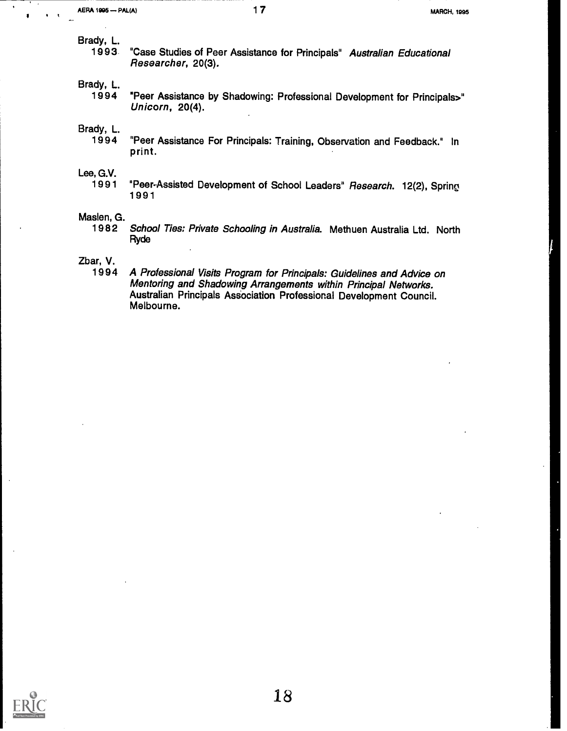Brady, L.
1993 "Case Studies of Peer Assistance for Principals" *Australian Educational Researcher*, 20(3).

Brady, L.
1994 "Peer Assistance by Shadowing: Professional Development for Principals>" *Unicorn*, 20(4).

Brady, L.
1994 "Peer Assistance For Principals: Training, Observation and Feedback." In print.

Lee, G.V.
1991 "Peer-Assisted Development of School Leaders" *Research*. 12(2), Spring 1991

Maslen, G.
1982 *School Ties: Private Schooling in Australia*. Methuen Australia Ltd. North Ryde

Zbar, V.
1994 *A Professional Visits Program for Principals: Guidelines and Advice on Mentoring and Shadowing Arrangements within Principal Networks.* Australian Principals Association Professional Development Council. Melbourne.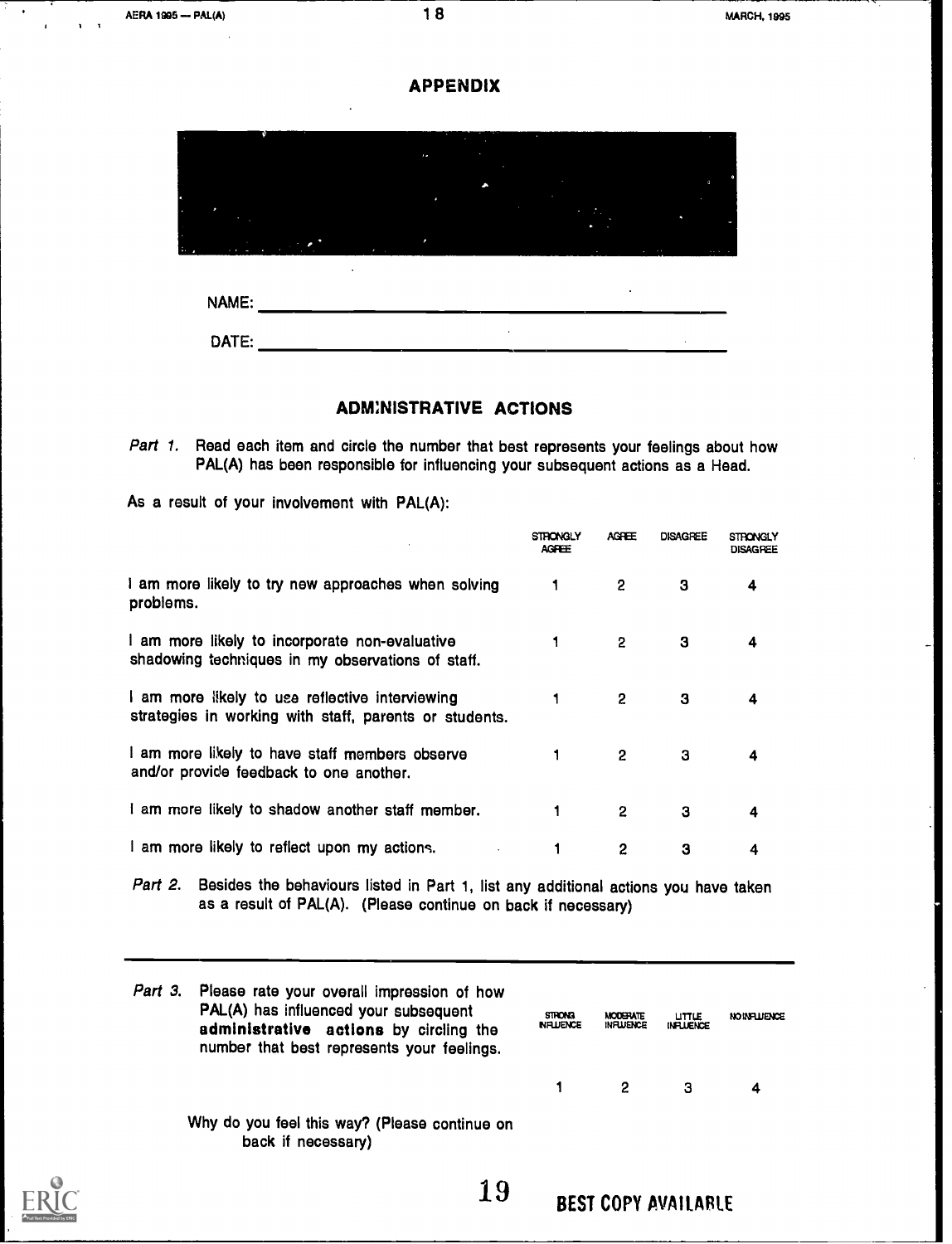## APPENDIX

NAME: ____________________________________________

DATE: ____________________________________________

### ADMINISTRATIVE ACTIONS

*Part 1.* Read each item and circle the number that best represents your feelings about how PAL(A) has been responsible for influencing your subsequent actions as a Head.

As a result of your involvement with PAL(A):

| | STRONGLY AGREE | AGREE | DISAGREE | STRONGLY DISAGREE |
|---|---|---|---|---|
| I am more likely to try new approaches when solving problems. | 1 | 2 | 3 | 4 |
| I am more likely to incorporate non-evaluative shadowing techniques in my observations of staff. | 1 | 2 | 3 | 4 |
| I am more likely to use reflective interviewing strategies in working with staff, parents or students. | 1 | 2 | 3 | 4 |
| I am more likely to have staff members observe and/or provide feedback to one another. | 1 | 2 | 3 | 4 |
| I am more likely to shadow another staff member. | 1 | 2 | 3 | 4 |
| I am more likely to reflect upon my actions. | 1 | 2 | 3 | 4 |

*Part 2.* Besides the behaviours listed in Part 1, list any additional actions you have taken as a result of PAL(A). (Please continue on back if necessary)

---

| *Part 3.* Please rate your overall impression of how PAL(A) has influenced your subsequent **administrative actions** by circling the number that best represents your feelings. | STRONG INFLUENCE | MODERATE INFLUENCE | LITTLE INFLUENCE | NO INFLUENCE |
|---|---|---|---|---|
| | 1 | 2 | 3 | 4 |

Why do you feel this way? (Please continue on back if necessary)

BEST COPY AVAILABLE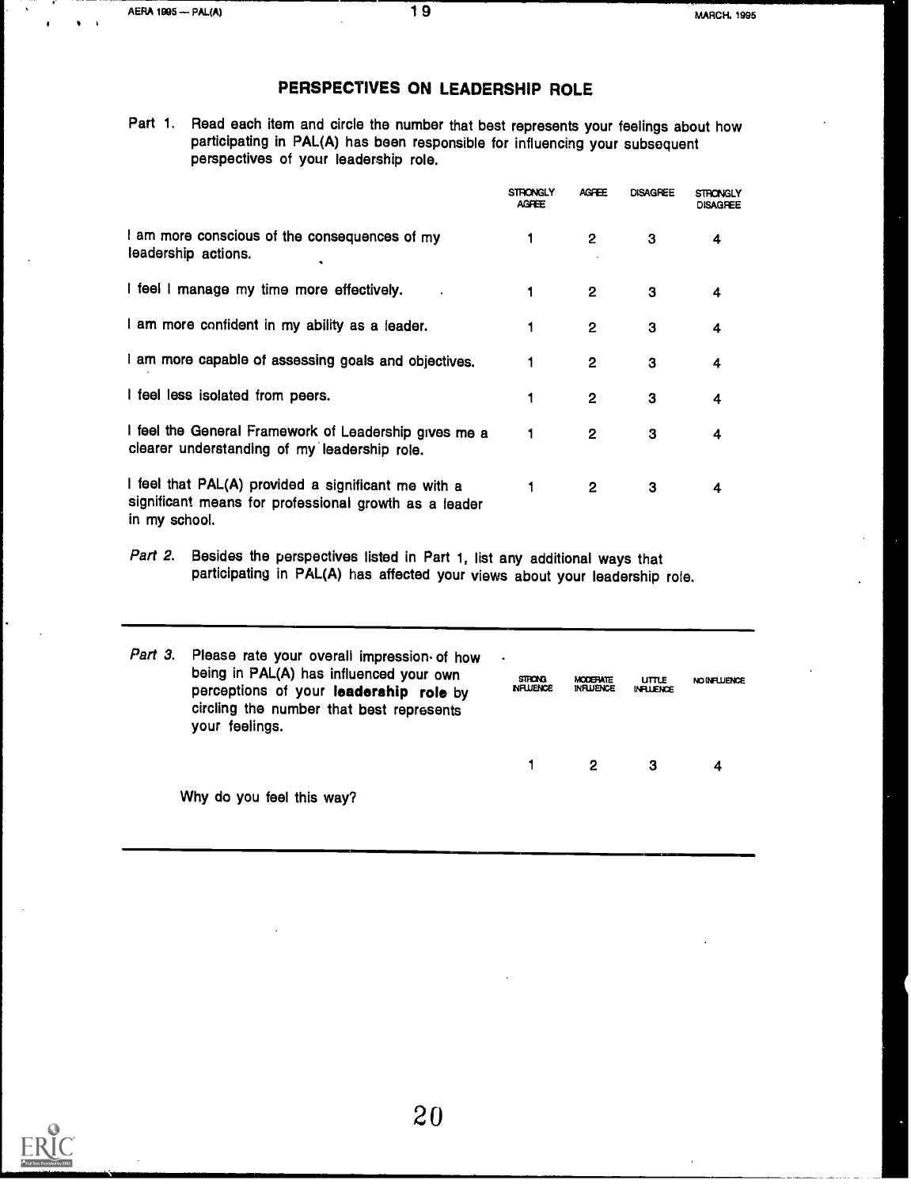## PERSPECTIVES ON LEADERSHIP ROLE

Part 1. Read each item and circle the number that best represents your feelings about how participating in PAL(A) has been responsible for influencing your subsequent perspectives of your leadership role.

| | STRONGLY AGREE | AGREE | DISAGREE | STRONGLY DISAGREE |
|---|---|---|---|---|
| I am more conscious of the consequences of my leadership actions. | 1 | 2 | 3 | 4 |
| I feel I manage my time more effectively. | 1 | 2 | 3 | 4 |
| I am more confident in my ability as a leader. | 1 | 2 | 3 | 4 |
| I am more capable of assessing goals and objectives. | 1 | 2 | 3 | 4 |
| I feel less isolated from peers. | 1 | 2 | 3 | 4 |
| I feel the General Framework of Leadership gives me a clearer understanding of my leadership role. | 1 | 2 | 3 | 4 |
| I feel that PAL(A) provided a significant me with a significant means for professional growth as a leader in my school. | 1 | 2 | 3 | 4 |

*Part 2.* Besides the perspectives listed in Part 1, list any additional ways that participating in PAL(A) has affected your views about your leadership role.

---

| *Part 3.* Please rate your overall impression of how being in PAL(A) has influenced your own perceptions of your **leadership role** by circling the number that best represents your feelings. | STRONG INFLUENCE | MODERATE INFLUENCE | LITTLE INFLUENCE | NO INFLUENCE |
|---|---|---|---|---|
| | 1 | 2 | 3 | 4 |

Why do you feel this way?

---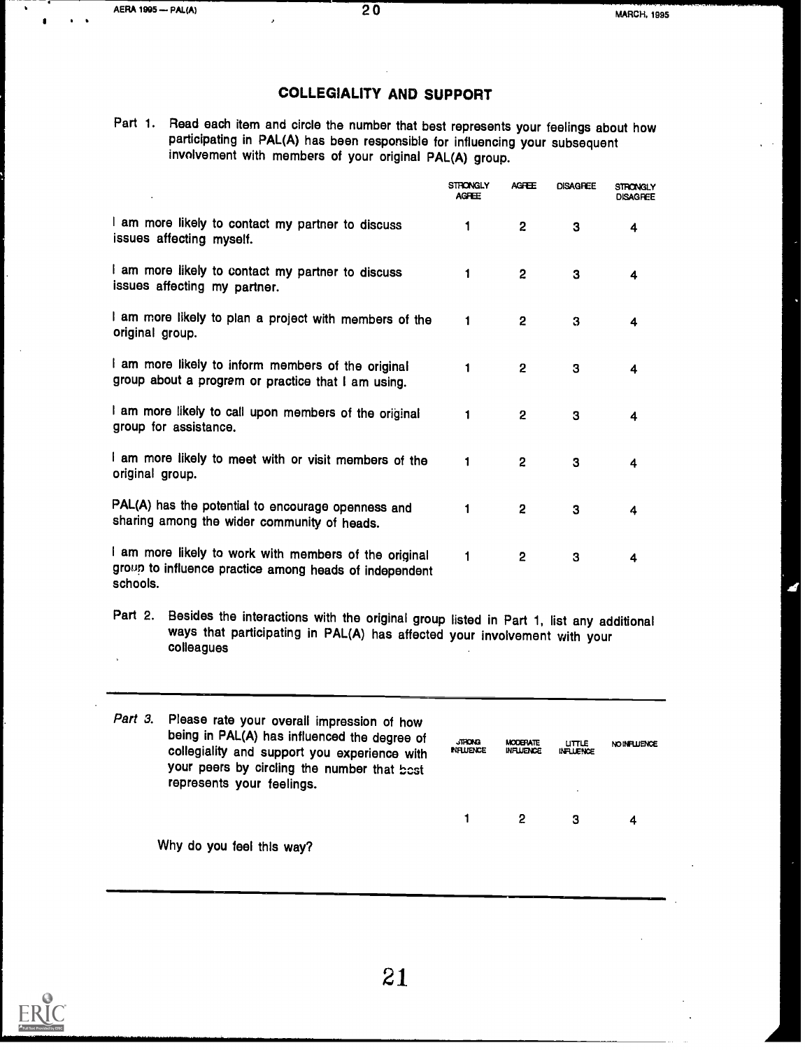## COLLEGIALITY AND SUPPORT

Part 1. Read each item and circle the number that best represents your feelings about how participating in PAL(A) has been responsible for influencing your subsequent involvement with members of your original PAL(A) group.

| | STRONGLY AGREE | AGREE | DISAGREE | STRONGLY DISAGREE |
|---|---|---|---|---|
| I am more likely to contact my partner to discuss issues affecting myself. | 1 | 2 | 3 | 4 |
| I am more likely to contact my partner to discuss issues affecting my partner. | 1 | 2 | 3 | 4 |
| I am more likely to plan a project with members of the original group. | 1 | 2 | 3 | 4 |
| I am more likely to inform members of the original group about a program or practice that I am using. | 1 | 2 | 3 | 4 |
| I am more likely to call upon members of the original group for assistance. | 1 | 2 | 3 | 4 |
| I am more likely to meet with or visit members of the original group. | 1 | 2 | 3 | 4 |
| PAL(A) has the potential to encourage openness and sharing among the wider community of heads. | 1 | 2 | 3 | 4 |
| I am more likely to work with members of the original group to influence practice among heads of independent schools. | 1 | 2 | 3 | 4 |

Part 2. Besides the interactions with the original group listed in Part 1, list any additional ways that participating in PAL(A) has affected your involvement with your colleagues

---

*Part 3.* Please rate your overall impression of how being in PAL(A) has influenced the degree of collegiality and support you experience with your peers by circling the number that best represents your feelings.

| STRONG INFLUENCE | MODERATE INFLUENCE | LITTLE INFLUENCE | NO INFLUENCE |
|---|---|---|---|
| 1 | 2 | 3 | 4 |

Why do you feel this way?

---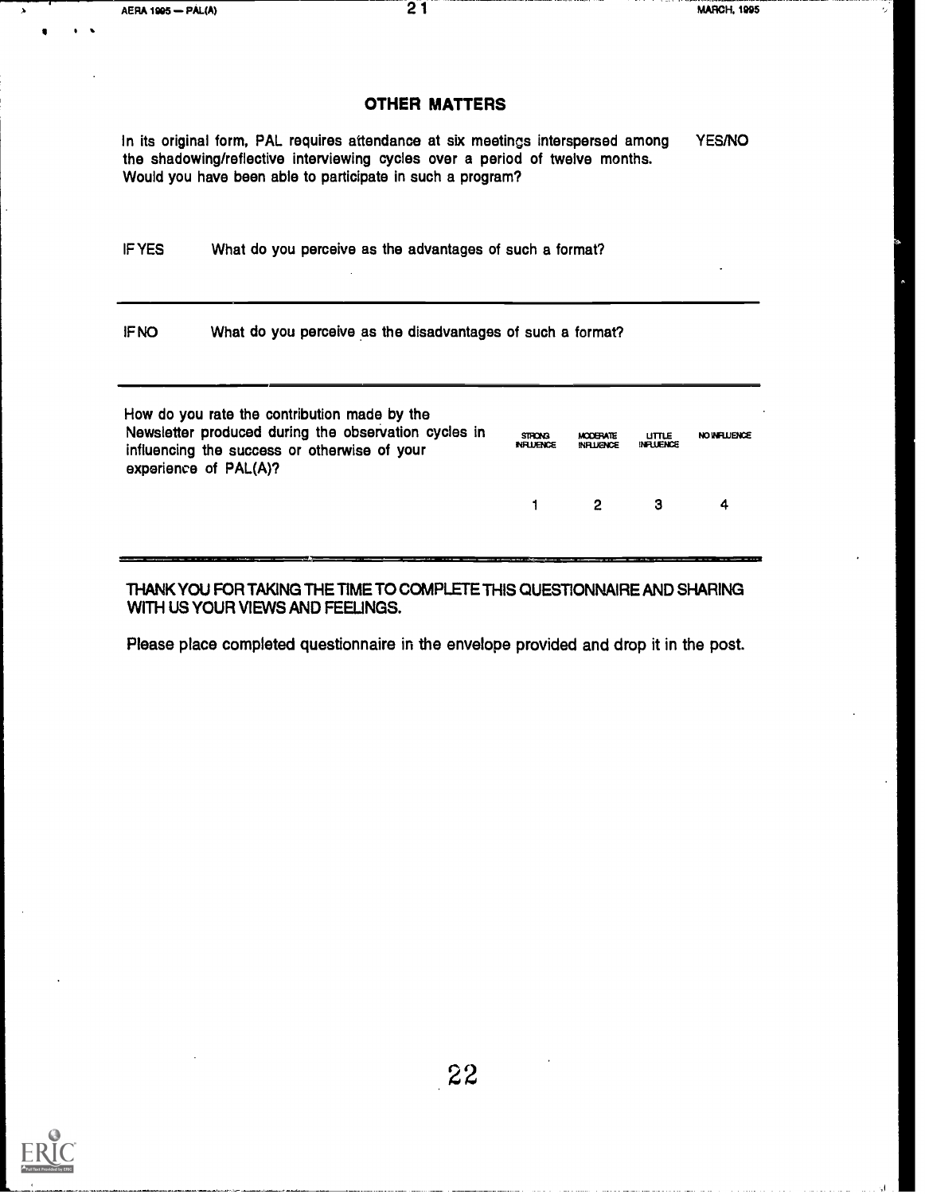## OTHER MATTERS

In its original form, PAL requires attendance at six meetings interspersed among the shadowing/reflective interviewing cycles over a period of twelve months. Would you have been able to participate in such a program? YES/NO

IF YES What do you perceive as the advantages of such a format?

IF NO What do you perceive as the disadvantages of such a format?

| | STRONG INFLUENCE | MODERATE INFLUENCE | LITTLE INFLUENCE | NO INFLUENCE |
|---|---|---|---|---|
| How do you rate the contribution made by the Newsletter produced during the observation cycles in influencing the success or otherwise of your experience of PAL(A)? | 1 | 2 | 3 | 4 |

THANK YOU FOR TAKING THE TIME TO COMPLETE THIS QUESTIONNAIRE AND SHARING WITH US YOUR VIEWS AND FEELINGS.

Please place completed questionnaire in the envelope provided and drop it in the post.